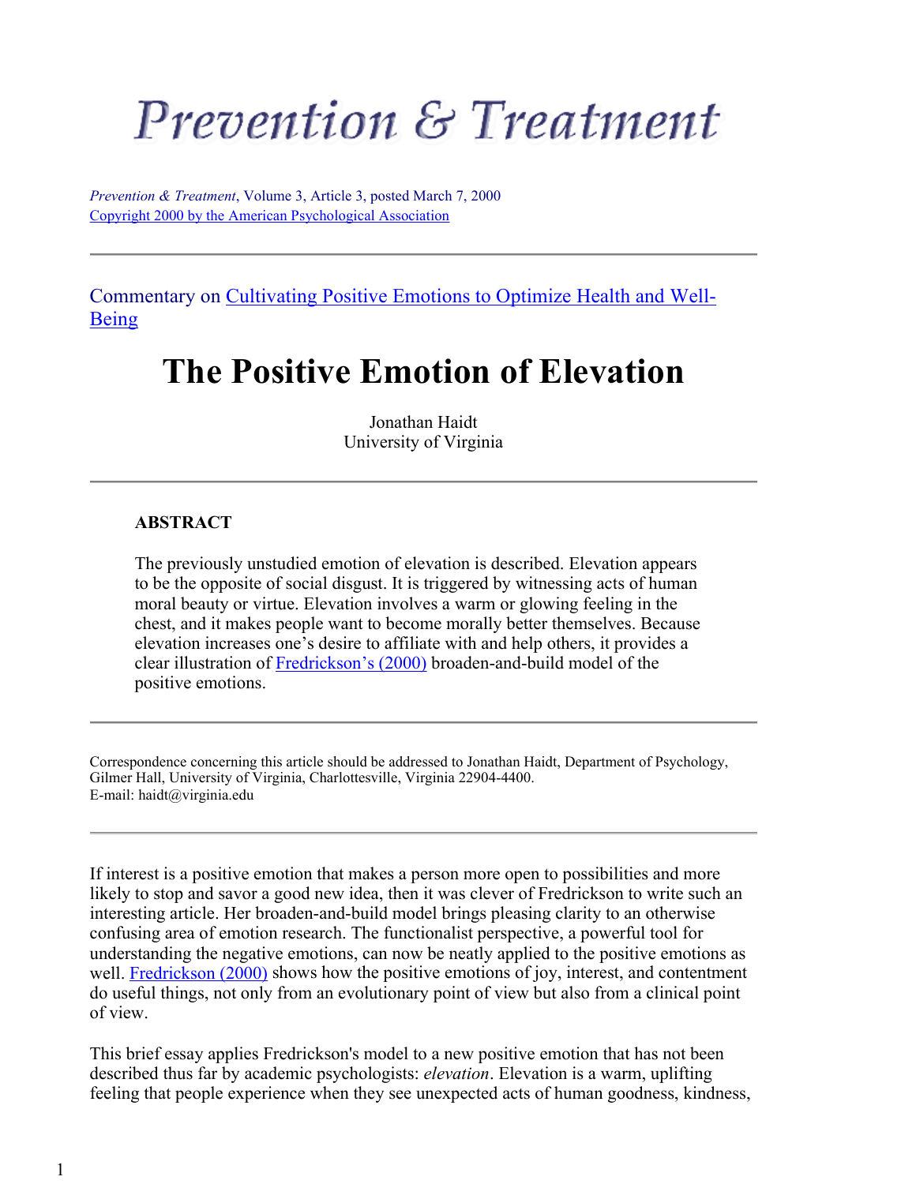# Prevention & Treatment

*Prevention & Treatment*, Volume 3, Article 3, posted March 7, 2000
Copyright 2000 by the American Psychological Association

---

Commentary on Cultivating Positive Emotions to Optimize Health and Well-Being

# The Positive Emotion of Elevation

Jonathan Haidt
University of Virginia

---

**ABSTRACT**

The previously unstudied emotion of elevation is described. Elevation appears to be the opposite of social disgust. It is triggered by witnessing acts of human moral beauty or virtue. Elevation involves a warm or glowing feeling in the chest, and it makes people want to become morally better themselves. Because elevation increases one's desire to affiliate with and help others, it provides a clear illustration of Fredrickson's (2000) broaden-and-build model of the positive emotions.

---

Correspondence concerning this article should be addressed to Jonathan Haidt, Department of Psychology, Gilmer Hall, University of Virginia, Charlottesville, Virginia 22904-4400.
E-mail: haidt@virginia.edu

---

If interest is a positive emotion that makes a person more open to possibilities and more likely to stop and savor a good new idea, then it was clever of Fredrickson to write such an interesting article. Her broaden-and-build model brings pleasing clarity to an otherwise confusing area of emotion research. The functionalist perspective, a powerful tool for understanding the negative emotions, can now be neatly applied to the positive emotions as well. Fredrickson (2000) shows how the positive emotions of joy, interest, and contentment do useful things, not only from an evolutionary point of view but also from a clinical point of view.

This brief essay applies Fredrickson's model to a new positive emotion that has not been described thus far by academic psychologists: *elevation*. Elevation is a warm, uplifting feeling that people experience when they see unexpected acts of human goodness, kindness,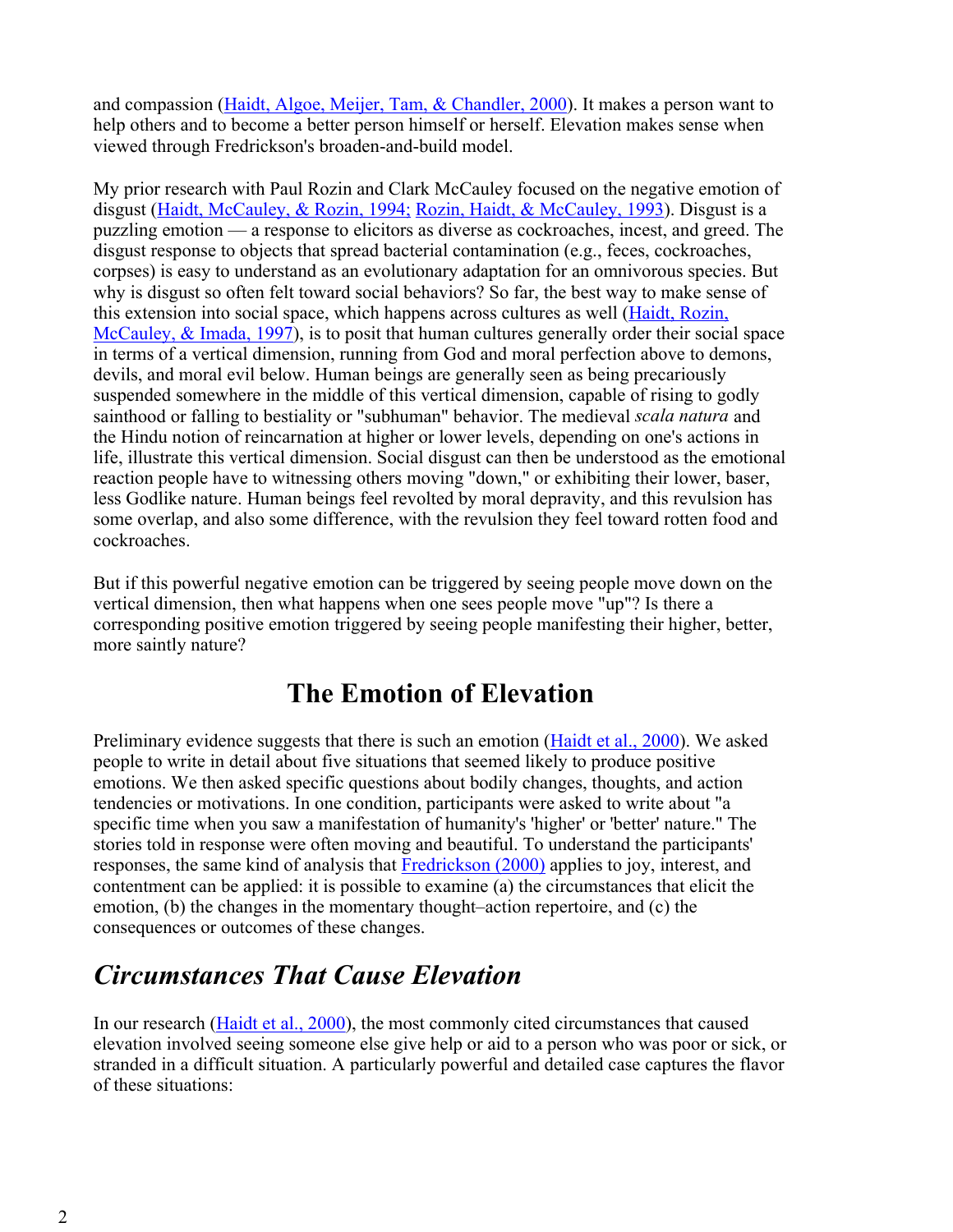and compassion (Haidt, Algoe, Meijer, Tam, & Chandler, 2000). It makes a person want to help others and to become a better person himself or herself. Elevation makes sense when viewed through Fredrickson's broaden-and-build model.

My prior research with Paul Rozin and Clark McCauley focused on the negative emotion of disgust (Haidt, McCauley, & Rozin, 1994; Rozin, Haidt, & McCauley, 1993). Disgust is a puzzling emotion — a response to elicitors as diverse as cockroaches, incest, and greed. The disgust response to objects that spread bacterial contamination (e.g., feces, cockroaches, corpses) is easy to understand as an evolutionary adaptation for an omnivorous species. But why is disgust so often felt toward social behaviors? So far, the best way to make sense of this extension into social space, which happens across cultures as well (Haidt, Rozin, McCauley, & Imada, 1997), is to posit that human cultures generally order their social space in terms of a vertical dimension, running from God and moral perfection above to demons, devils, and moral evil below. Human beings are generally seen as being precariously suspended somewhere in the middle of this vertical dimension, capable of rising to godly sainthood or falling to bestiality or "subhuman" behavior. The medieval *scala natura* and the Hindu notion of reincarnation at higher or lower levels, depending on one's actions in life, illustrate this vertical dimension. Social disgust can then be understood as the emotional reaction people have to witnessing others moving "down," or exhibiting their lower, baser, less Godlike nature. Human beings feel revolted by moral depravity, and this revulsion has some overlap, and also some difference, with the revulsion they feel toward rotten food and cockroaches.

But if this powerful negative emotion can be triggered by seeing people move down on the vertical dimension, then what happens when one sees people move "up"? Is there a corresponding positive emotion triggered by seeing people manifesting their higher, better, more saintly nature?

## The Emotion of Elevation

Preliminary evidence suggests that there is such an emotion (Haidt et al., 2000). We asked people to write in detail about five situations that seemed likely to produce positive emotions. We then asked specific questions about bodily changes, thoughts, and action tendencies or motivations. In one condition, participants were asked to write about "a specific time when you saw a manifestation of humanity's 'higher' or 'better' nature." The stories told in response were often moving and beautiful. To understand the participants' responses, the same kind of analysis that Fredrickson (2000) applies to joy, interest, and contentment can be applied: it is possible to examine (a) the circumstances that elicit the emotion, (b) the changes in the momentary thought–action repertoire, and (c) the consequences or outcomes of these changes.

### *Circumstances That Cause Elevation*

In our research (Haidt et al., 2000), the most commonly cited circumstances that caused elevation involved seeing someone else give help or aid to a person who was poor or sick, or stranded in a difficult situation. A particularly powerful and detailed case captures the flavor of these situations: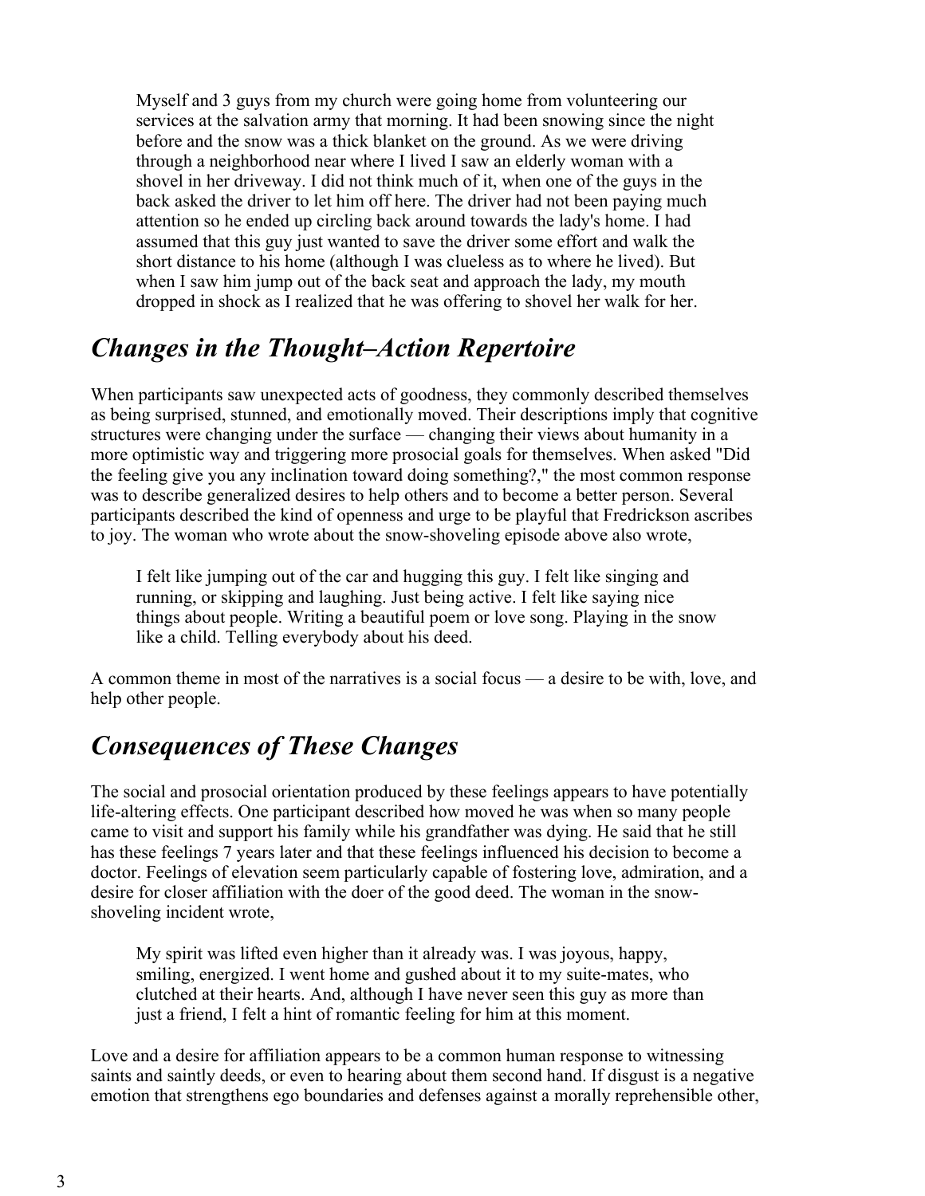> Myself and 3 guys from my church were going home from volunteering our services at the salvation army that morning. It had been snowing since the night before and the snow was a thick blanket on the ground. As we were driving through a neighborhood near where I lived I saw an elderly woman with a shovel in her driveway. I did not think much of it, when one of the guys in the back asked the driver to let him off here. The driver had not been paying much attention so he ended up circling back around towards the lady's home. I had assumed that this guy just wanted to save the driver some effort and walk the short distance to his home (although I was clueless as to where he lived). But when I saw him jump out of the back seat and approach the lady, my mouth dropped in shock as I realized that he was offering to shovel her walk for her.

## *Changes in the Thought–Action Repertoire*

When participants saw unexpected acts of goodness, they commonly described themselves as being surprised, stunned, and emotionally moved. Their descriptions imply that cognitive structures were changing under the surface — changing their views about humanity in a more optimistic way and triggering more prosocial goals for themselves. When asked "Did the feeling give you any inclination toward doing something?," the most common response was to describe generalized desires to help others and to become a better person. Several participants described the kind of openness and urge to be playful that Fredrickson ascribes to joy. The woman who wrote about the snow-shoveling episode above also wrote,

> I felt like jumping out of the car and hugging this guy. I felt like singing and running, or skipping and laughing. Just being active. I felt like saying nice things about people. Writing a beautiful poem or love song. Playing in the snow like a child. Telling everybody about his deed.

A common theme in most of the narratives is a social focus — a desire to be with, love, and help other people.

## *Consequences of These Changes*

The social and prosocial orientation produced by these feelings appears to have potentially life-altering effects. One participant described how moved he was when so many people came to visit and support his family while his grandfather was dying. He said that he still has these feelings 7 years later and that these feelings influenced his decision to become a doctor. Feelings of elevation seem particularly capable of fostering love, admiration, and a desire for closer affiliation with the doer of the good deed. The woman in the snow-shoveling incident wrote,

> My spirit was lifted even higher than it already was. I was joyous, happy, smiling, energized. I went home and gushed about it to my suite-mates, who clutched at their hearts. And, although I have never seen this guy as more than just a friend, I felt a hint of romantic feeling for him at this moment.

Love and a desire for affiliation appears to be a common human response to witnessing saints and saintly deeds, or even to hearing about them second hand. If disgust is a negative emotion that strengthens ego boundaries and defenses against a morally reprehensible other,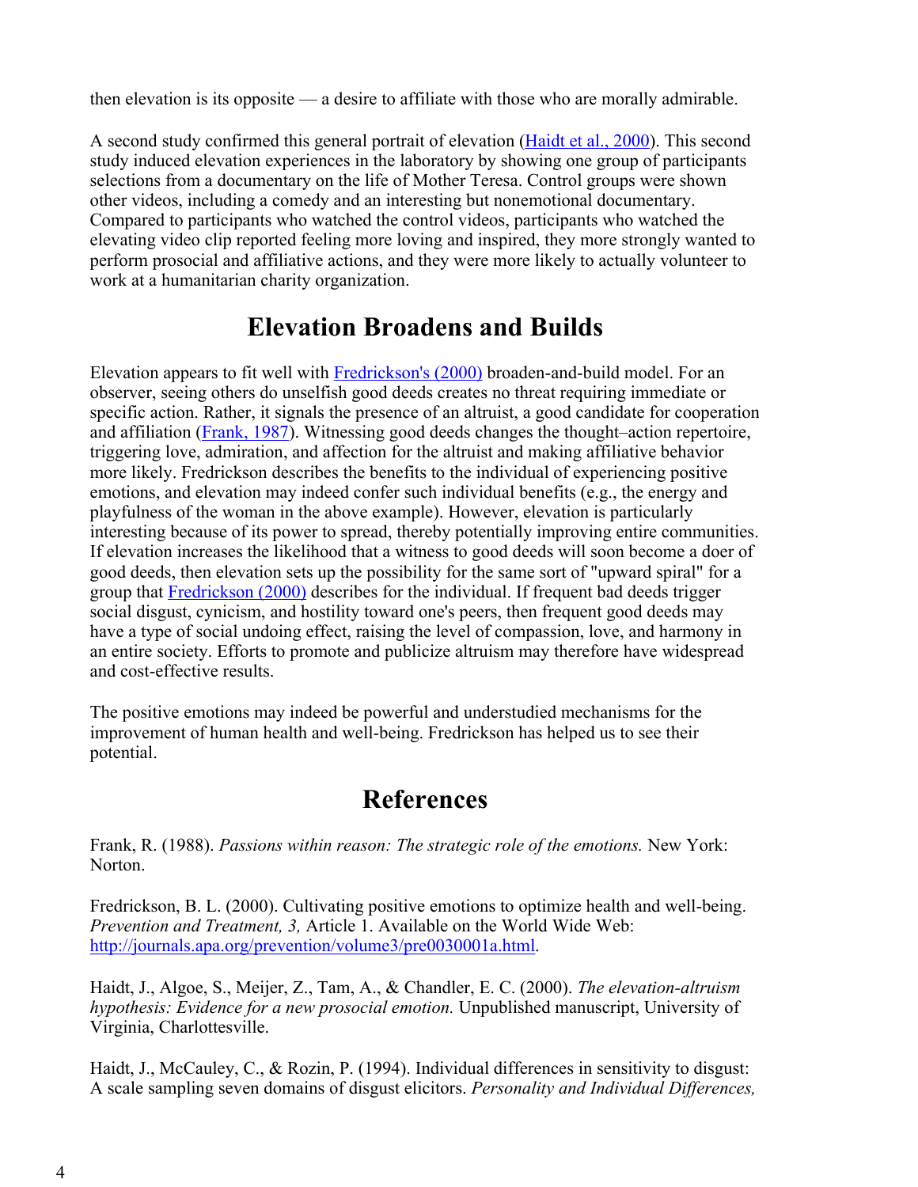then elevation is its opposite — a desire to affiliate with those who are morally admirable.

A second study confirmed this general portrait of elevation (Haidt et al., 2000). This second study induced elevation experiences in the laboratory by showing one group of participants selections from a documentary on the life of Mother Teresa. Control groups were shown other videos, including a comedy and an interesting but nonemotional documentary. Compared to participants who watched the control videos, participants who watched the elevating video clip reported feeling more loving and inspired, they more strongly wanted to perform prosocial and affiliative actions, and they were more likely to actually volunteer to work at a humanitarian charity organization.

## Elevation Broadens and Builds

Elevation appears to fit well with Fredrickson's (2000) broaden-and-build model. For an observer, seeing others do unselfish good deeds creates no threat requiring immediate or specific action. Rather, it signals the presence of an altruist, a good candidate for cooperation and affiliation (Frank, 1987). Witnessing good deeds changes the thought–action repertoire, triggering love, admiration, and affection for the altruist and making affiliative behavior more likely. Fredrickson describes the benefits to the individual of experiencing positive emotions, and elevation may indeed confer such individual benefits (e.g., the energy and playfulness of the woman in the above example). However, elevation is particularly interesting because of its power to spread, thereby potentially improving entire communities. If elevation increases the likelihood that a witness to good deeds will soon become a doer of good deeds, then elevation sets up the possibility for the same sort of "upward spiral" for a group that Fredrickson (2000) describes for the individual. If frequent bad deeds trigger social disgust, cynicism, and hostility toward one's peers, then frequent good deeds may have a type of social undoing effect, raising the level of compassion, love, and harmony in an entire society. Efforts to promote and publicize altruism may therefore have widespread and cost-effective results.

The positive emotions may indeed be powerful and understudied mechanisms for the improvement of human health and well-being. Fredrickson has helped us to see their potential.

## References

Frank, R. (1988). *Passions within reason: The strategic role of the emotions.* New York: Norton.

Fredrickson, B. L. (2000). Cultivating positive emotions to optimize health and well-being. *Prevention and Treatment, 3,* Article 1. Available on the World Wide Web: http://journals.apa.org/prevention/volume3/pre0030001a.html.

Haidt, J., Algoe, S., Meijer, Z., Tam, A., & Chandler, E. C. (2000). *The elevation-altruism hypothesis: Evidence for a new prosocial emotion.* Unpublished manuscript, University of Virginia, Charlottesville.

Haidt, J., McCauley, C., & Rozin, P. (1994). Individual differences in sensitivity to disgust: A scale sampling seven domains of disgust elicitors. *Personality and Individual Differences,*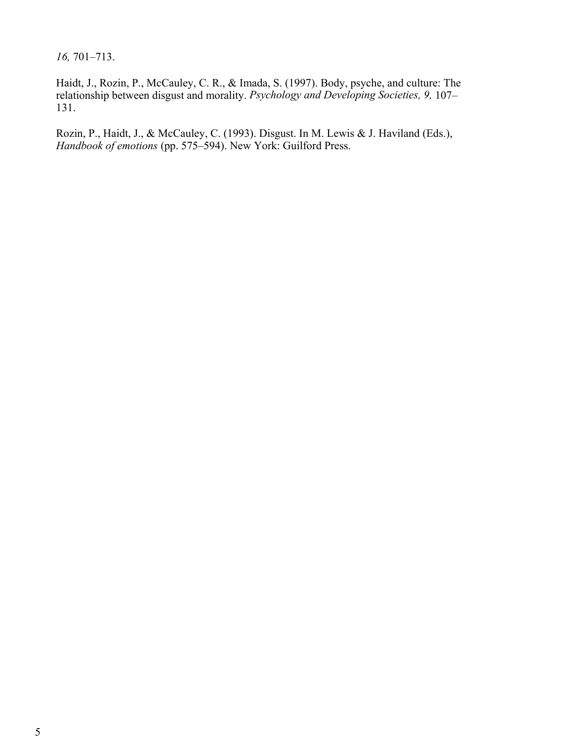*16,* 701–713.

Haidt, J., Rozin, P., McCauley, C. R., & Imada, S. (1997). Body, psyche, and culture: The relationship between disgust and morality. *Psychology and Developing Societies, 9,* 107–131.

Rozin, P., Haidt, J., & McCauley, C. (1993). Disgust. In M. Lewis & J. Haviland (Eds.), *Handbook of emotions* (pp. 575–594). New York: Guilford Press.